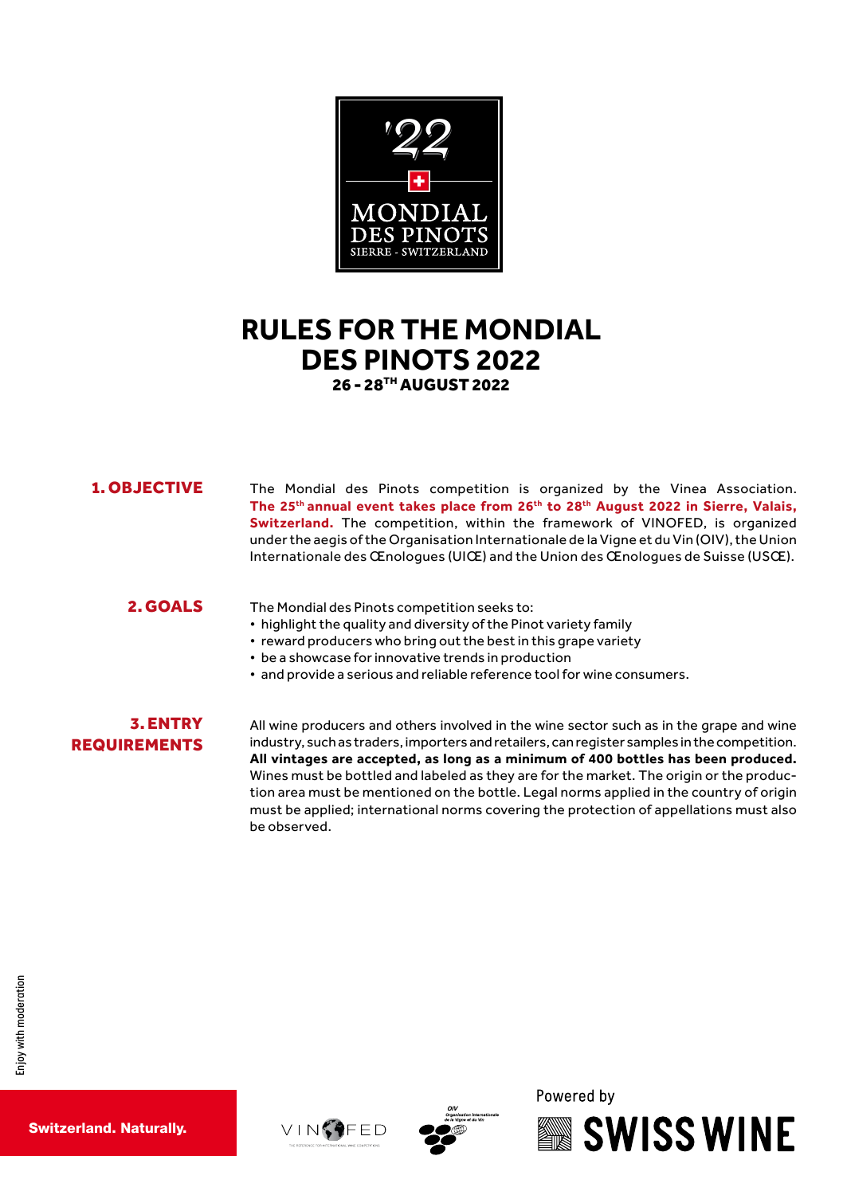'22

MONDIAL DES PINOTS
SIERRE - SWITZERLAND

# RULES FOR THE MONDIAL DES PINOTS 2022

**26 - 28TH AUGUST 2022**

## 1. OBJECTIVE

The Mondial des Pinots competition is organized by the Vinea Association. **The 25th annual event takes place from 26th to 28th August 2022 in Sierre, Valais, Switzerland.** The competition, within the framework of VINOFED, is organized under the aegis of the Organisation Internationale de la Vigne et du Vin (OIV), the Union Internationale des Œnologues (UIŒ) and the Union des Œnologues de Suisse (USŒ).

## 2. GOALS

The Mondial des Pinots competition seeks to:

- highlight the quality and diversity of the Pinot variety family
- reward producers who bring out the best in this grape variety
- be a showcase for innovative trends in production
- and provide a serious and reliable reference tool for wine consumers.

## 3. ENTRY REQUIREMENTS

All wine producers and others involved in the wine sector such as in the grape and wine industry, such as traders, importers and retailers, can register samples in the competition. **All vintages are accepted, as long as a minimum of 400 bottles has been produced.** Wines must be bottled and labeled as they are for the market. The origin or the production area must be mentioned on the bottle. Legal norms applied in the country of origin must be applied; international norms covering the protection of appellations must also be observed.

Enjoy with moderation

Switzerland. Naturally.

Powered by SWISS WINE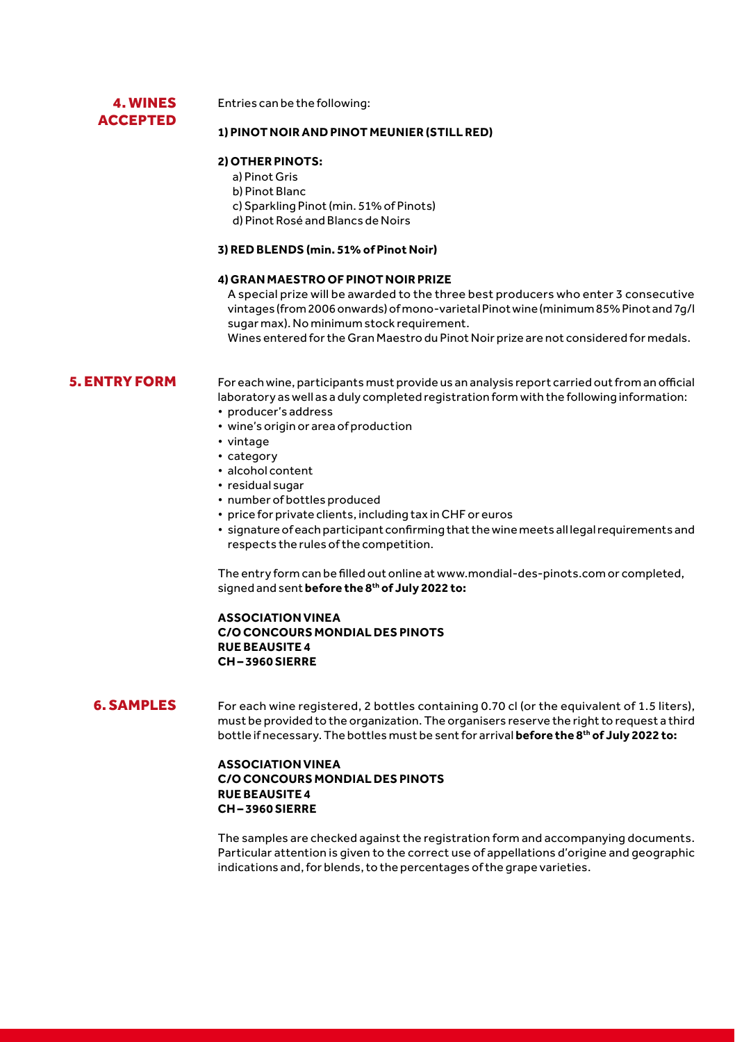## 4. WINES ACCEPTED

Entries can be the following:

**1) PINOT NOIR AND PINOT MEUNIER (STILL RED)**

**2) OTHER PINOTS:**

a) Pinot Gris
b) Pinot Blanc
c) Sparkling Pinot (min. 51% of Pinots)
d) Pinot Rosé and Blancs de Noirs

**3) RED BLENDS (min. 51% of Pinot Noir)**

**4) GRAN MAESTRO OF PINOT NOIR PRIZE**

A special prize will be awarded to the three best producers who enter 3 consecutive vintages (from 2006 onwards) of mono-varietal Pinot wine (minimum 85% Pinot and 7g/l sugar max). No minimum stock requirement.
Wines entered for the Gran Maestro du Pinot Noir prize are not considered for medals.

## 5. ENTRY FORM

For each wine, participants must provide us an analysis report carried out from an official laboratory as well as a duly completed registration form with the following information:

- producer's address
- wine's origin or area of production
- vintage
- category
- alcohol content
- residual sugar
- number of bottles produced
- price for private clients, including tax in CHF or euros
- signature of each participant confirming that the wine meets all legal requirements and respects the rules of the competition.

The entry form can be filled out online at www.mondial-des-pinots.com or completed, signed and sent **before the 8th of July 2022 to:**

**ASSOCIATION VINEA**
**C/O CONCOURS MONDIAL DES PINOTS**
**RUE BEAUSITE 4**
**CH – 3960 SIERRE**

## 6. SAMPLES

For each wine registered, 2 bottles containing 0.70 cl (or the equivalent of 1.5 liters), must be provided to the organization. The organisers reserve the right to request a third bottle if necessary. The bottles must be sent for arrival **before the 8th of July 2022 to:**

**ASSOCIATION VINEA**
**C/O CONCOURS MONDIAL DES PINOTS**
**RUE BEAUSITE 4**
**CH – 3960 SIERRE**

The samples are checked against the registration form and accompanying documents. Particular attention is given to the correct use of appellations d'origine and geographic indications and, for blends, to the percentages of the grape varieties.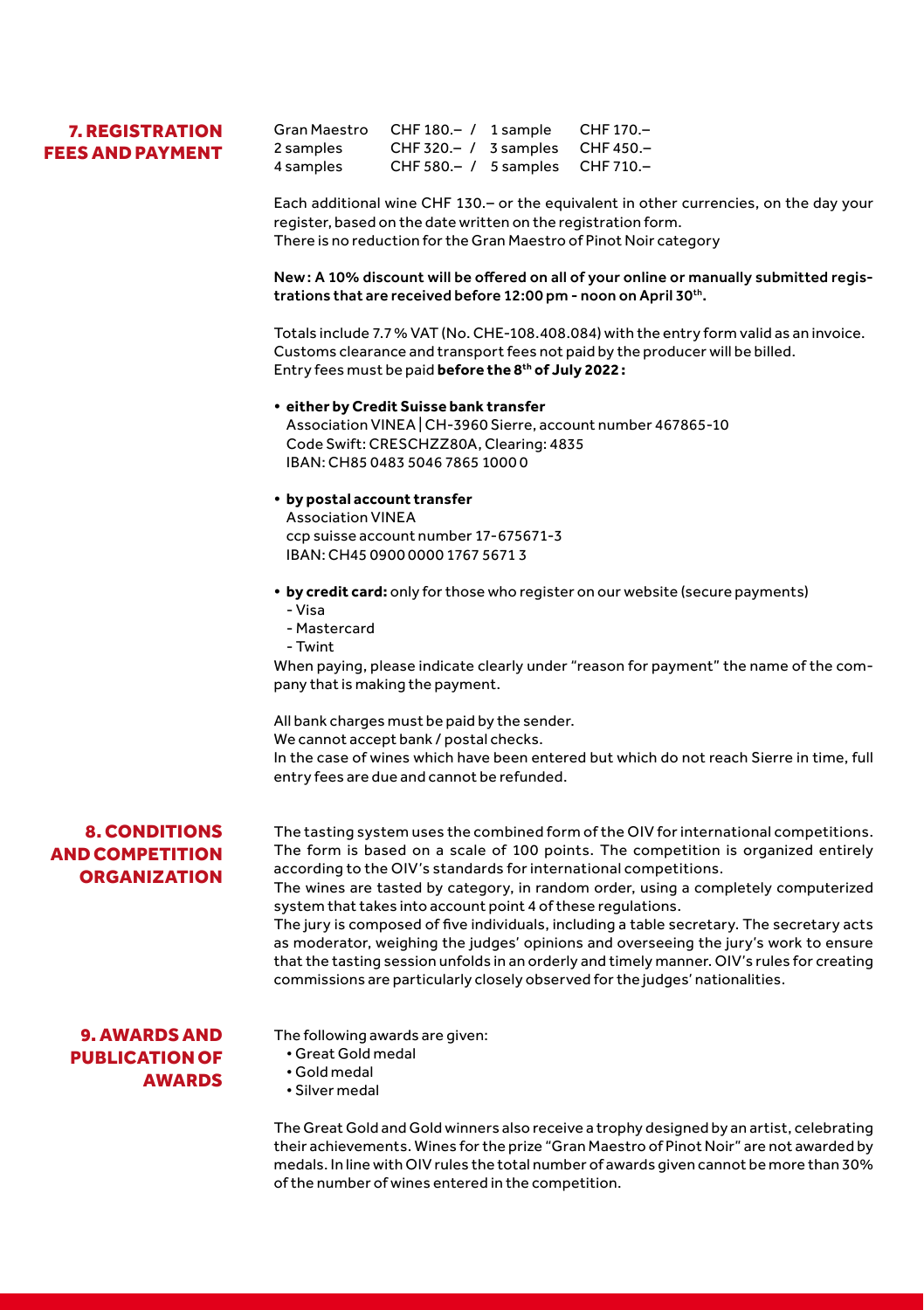## 7. REGISTRATION FEES AND PAYMENT

| | | | |
|---|---|---|---|
| Gran Maestro | CHF 180.– / | 1 sample | CHF 170.– |
| 2 samples | CHF 320.– / | 3 samples | CHF 450.– |
| 4 samples | CHF 580.– / | 5 samples | CHF 710.– |

Each additional wine CHF 130.– or the equivalent in other currencies, on the day your register, based on the date written on the registration form.
There is no reduction for the Gran Maestro of Pinot Noir category

New: A 10% discount will be offered on all of your online or manually submitted registrations that are received before 12:00 pm - noon on April 30th.

Totals include 7.7 % VAT (No. CHE-108.408.084) with the entry form valid as an invoice. Customs clearance and transport fees not paid by the producer will be billed.
Entry fees must be paid **before the 8th of July 2022 :**

- **either by Credit Suisse bank transfer**
  Association VINEA | CH-3960 Sierre, account number 467865-10
  Code Swift: CRESCHZZ80A, Clearing: 4835
  IBAN: CH85 0483 5046 7865 1000 0

- **by postal account transfer**
  Association VINEA
  ccp suisse account number 17-675671-3
  IBAN: CH45 0900 0000 1767 5671 3

- **by credit card:** only for those who register on our website (secure payments)
  - Visa
  - Mastercard
  - Twint

When paying, please indicate clearly under "reason for payment" the name of the company that is making the payment.

All bank charges must be paid by the sender.
We cannot accept bank / postal checks.
In the case of wines which have been entered but which do not reach Sierre in time, full entry fees are due and cannot be refunded.

## 8. CONDITIONS AND COMPETITION ORGANIZATION

The tasting system uses the combined form of the OIV for international competitions. The form is based on a scale of 100 points. The competition is organized entirely according to the OIV's standards for international competitions.
The wines are tasted by category, in random order, using a completely computerized system that takes into account point 4 of these regulations.
The jury is composed of five individuals, including a table secretary. The secretary acts as moderator, weighing the judges' opinions and overseeing the jury's work to ensure that the tasting session unfolds in an orderly and timely manner. OIV's rules for creating commissions are particularly closely observed for the judges' nationalities.

## 9. AWARDS AND PUBLICATION OF AWARDS

The following awards are given:

- Great Gold medal
- Gold medal
- Silver medal

The Great Gold and Gold winners also receive a trophy designed by an artist, celebrating their achievements. Wines for the prize "Gran Maestro of Pinot Noir" are not awarded by medals. In line with OIV rules the total number of awards given cannot be more than 30% of the number of wines entered in the competition.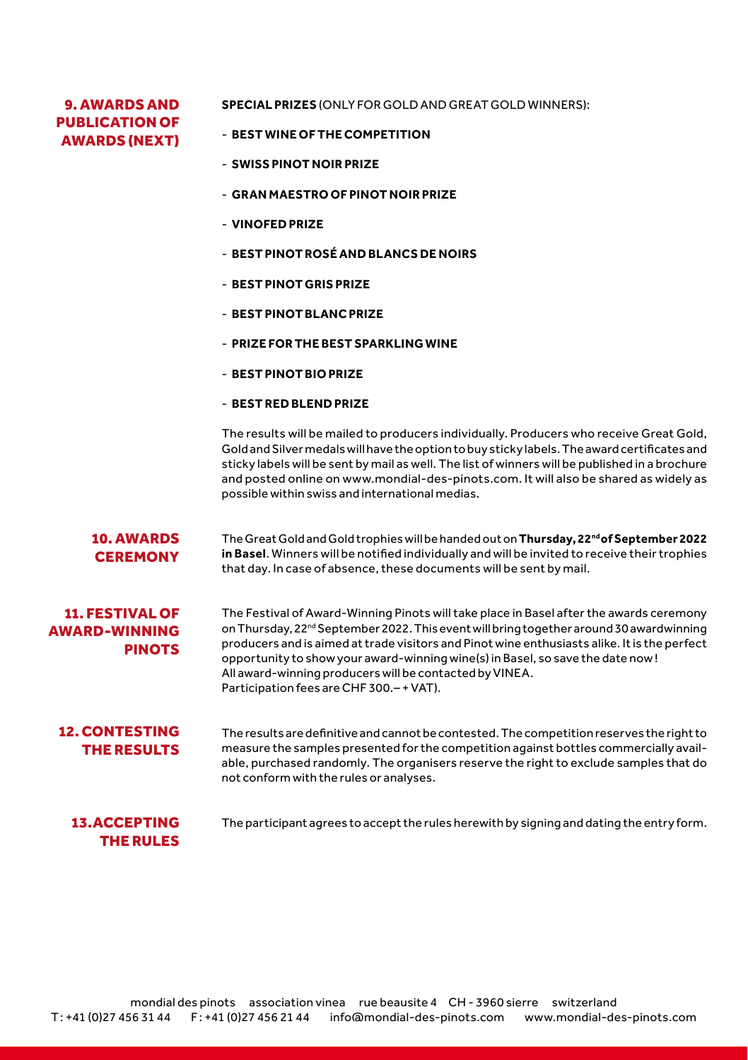## 9. AWARDS AND PUBLICATION OF AWARDS (NEXT)

**SPECIAL PRIZES** (ONLY FOR GOLD AND GREAT GOLD WINNERS):

- **BEST WINE OF THE COMPETITION**
- **SWISS PINOT NOIR PRIZE**
- **GRAN MAESTRO OF PINOT NOIR PRIZE**
- **VINOFED PRIZE**
- **BEST PINOT ROSÉ AND BLANCS DE NOIRS**
- **BEST PINOT GRIS PRIZE**
- **BEST PINOT BLANC PRIZE**
- **PRIZE FOR THE BEST SPARKLING WINE**
- **BEST PINOT BIO PRIZE**
- **BEST RED BLEND PRIZE**

The results will be mailed to producers individually. Producers who receive Great Gold, Gold and Silver medals will have the option to buy sticky labels. The award certificates and sticky labels will be sent by mail as well. The list of winners will be published in a brochure and posted online on www.mondial-des-pinots.com. It will also be shared as widely as possible within swiss and international medias.

## 10. AWARDS CEREMONY

The Great Gold and Gold trophies will be handed out on **Thursday, 22nd of September 2022 in Basel**. Winners will be notified individually and will be invited to receive their trophies that day. In case of absence, these documents will be sent by mail.

## 11. FESTIVAL OF AWARD-WINNING PINOTS

The Festival of Award-Winning Pinots will take place in Basel after the awards ceremony on Thursday, 22nd September 2022. This event will bring together around 30 awardwinning producers and is aimed at trade visitors and Pinot wine enthusiasts alike. It is the perfect opportunity to show your award-winning wine(s) in Basel, so save the date now!
All award-winning producers will be contacted by VINEA.
Participation fees are CHF 300.– + VAT).

## 12. CONTESTING THE RESULTS

The results are definitive and cannot be contested. The competition reserves the right to measure the samples presented for the competition against bottles commercially available, purchased randomly. The organisers reserve the right to exclude samples that do not conform with the rules or analyses.

## 13. ACCEPTING THE RULES

The participant agrees to accept the rules herewith by signing and dating the entry form.

mondial des pinots association vinea rue beausite 4 CH - 3960 sierre switzerland
T : +41 (0)27 456 31 44 F : +41 (0)27 456 21 44 info@mondial-des-pinots.com www.mondial-des-pinots.com